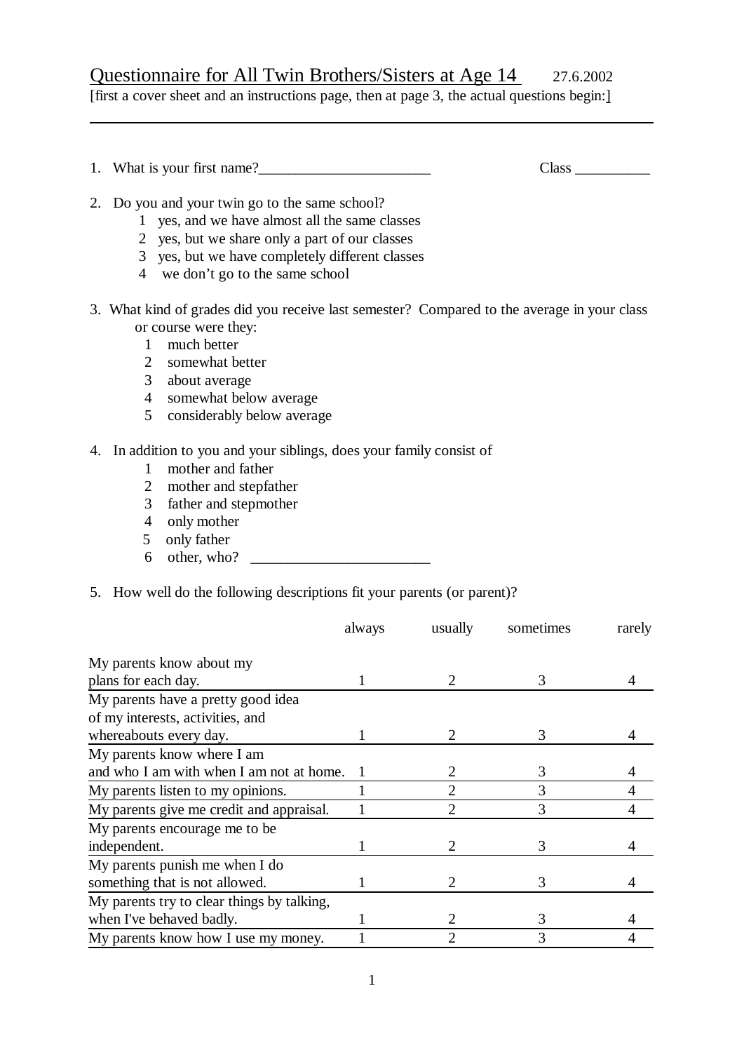# Questionnaire for All Twin Brothers/Sisters at Age 14 27.6.2002

[first a cover sheet and an instructions page, then at page 3, the actual questions begin:]

---

1. What is your first name?________________________ Class __________

2. Do you and your twin go to the same school?
   1 yes, and we have almost all the same classes
   2 yes, but we share only a part of our classes
   3 yes, but we have completely different classes
   4 we don't go to the same school

3. What kind of grades did you receive last semester? Compared to the average in your class or course were they:
   1 much better
   2 somewhat better
   3 about average
   4 somewhat below average
   5 considerably below average

4. In addition to you and your siblings, does your family consist of
   1 mother and father
   2 mother and stepfather
   3 father and stepmother
   4 only mother
   5 only father
   6 other, who? ________________________

5. How well do the following descriptions fit your parents (or parent)?

| | always | usually | sometimes | rarely |
|---|---|---|---|---|
| My parents know about my plans for each day. | 1 | 2 | 3 | 4 |
| My parents have a pretty good idea of my interests, activities, and whereabouts every day. | 1 | 2 | 3 | 4 |
| My parents know where I am and who I am with when I am not at home. | 1 | 2 | 3 | 4 |
| My parents listen to my opinions. | 1 | 2 | 3 | 4 |
| My parents give me credit and appraisal. | 1 | 2 | 3 | 4 |
| My parents encourage me to be independent. | 1 | 2 | 3 | 4 |
| My parents punish me when I do something that is not allowed. | 1 | 2 | 3 | 4 |
| My parents try to clear things by talking, when I've behaved badly. | 1 | 2 | 3 | 4 |
| My parents know how I use my money. | 1 | 2 | 3 | 4 |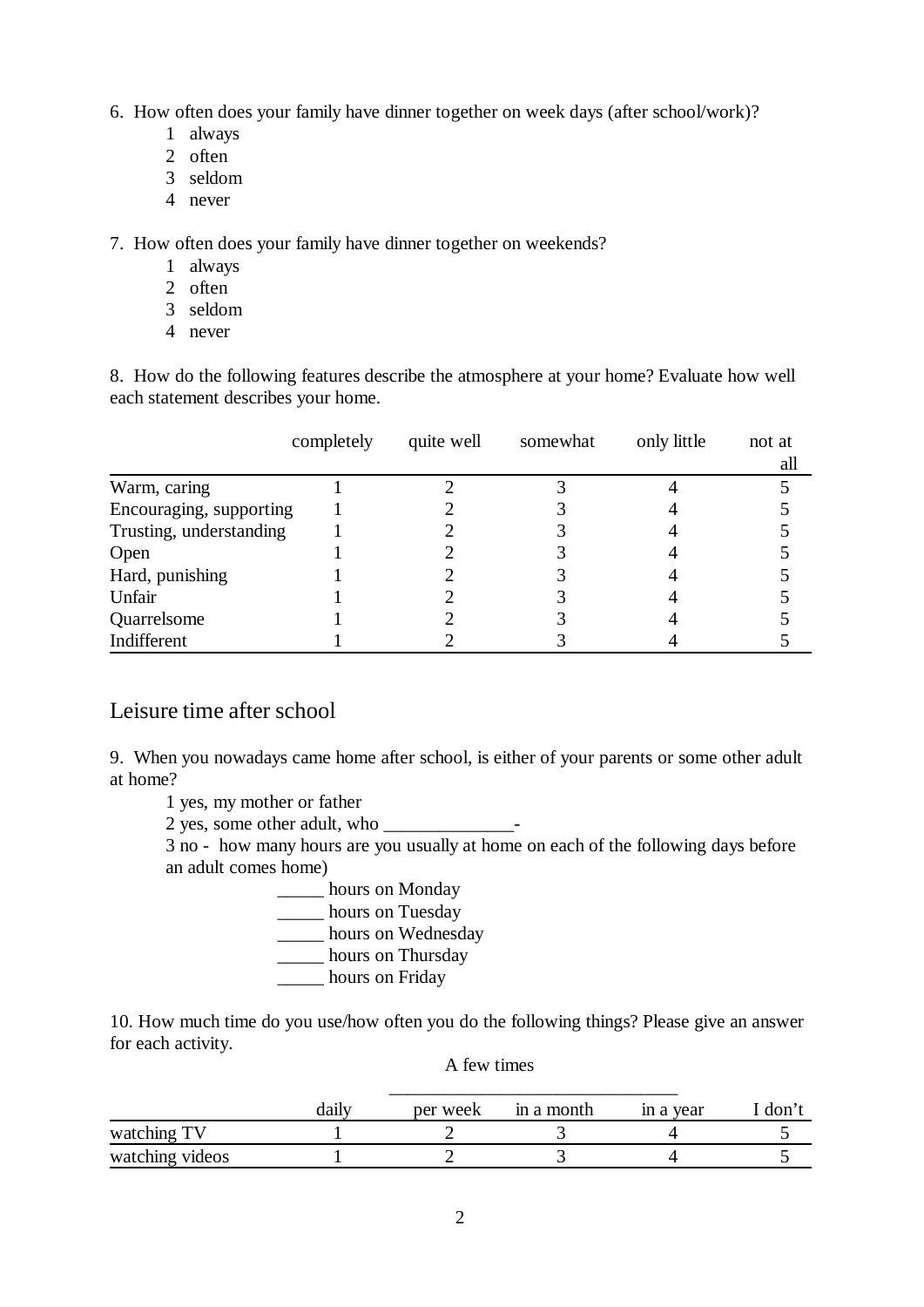6. How often does your family have dinner together on week days (after school/work)?
   1 always
   2 often
   3 seldom
   4 never

7. How often does your family have dinner together on weekends?
   1 always
   2 often
   3 seldom
   4 never

8. How do the following features describe the atmosphere at your home? Evaluate how well each statement describes your home.

| | completely | quite well | somewhat | only little | not at all |
|---|---|---|---|---|---|
| Warm, caring | 1 | 2 | 3 | 4 | 5 |
| Encouraging, supporting | 1 | 2 | 3 | 4 | 5 |
| Trusting, understanding | 1 | 2 | 3 | 4 | 5 |
| Open | 1 | 2 | 3 | 4 | 5 |
| Hard, punishing | 1 | 2 | 3 | 4 | 5 |
| Unfair | 1 | 2 | 3 | 4 | 5 |
| Quarrelsome | 1 | 2 | 3 | 4 | 5 |
| Indifferent | 1 | 2 | 3 | 4 | 5 |

## Leisure time after school

9. When you nowadays came home after school, is either of your parents or some other adult at home?

   1 yes, my mother or father
   2 yes, some other adult, who ______________-
   3 no - how many hours are you usually at home on each of the following days before an adult comes home)

   _____ hours on Monday
   _____ hours on Tuesday
   _____ hours on Wednesday
   _____ hours on Thursday
   _____ hours on Friday

10. How much time do you use/how often you do the following things? Please give an answer for each activity.

| | | A few times | | | |
|---|---|---|---|---|---|
| | daily | per week | in a month | in a year | I don't |
| watching TV | 1 | 2 | 3 | 4 | 5 |
| watching videos | 1 | 2 | 3 | 4 | 5 |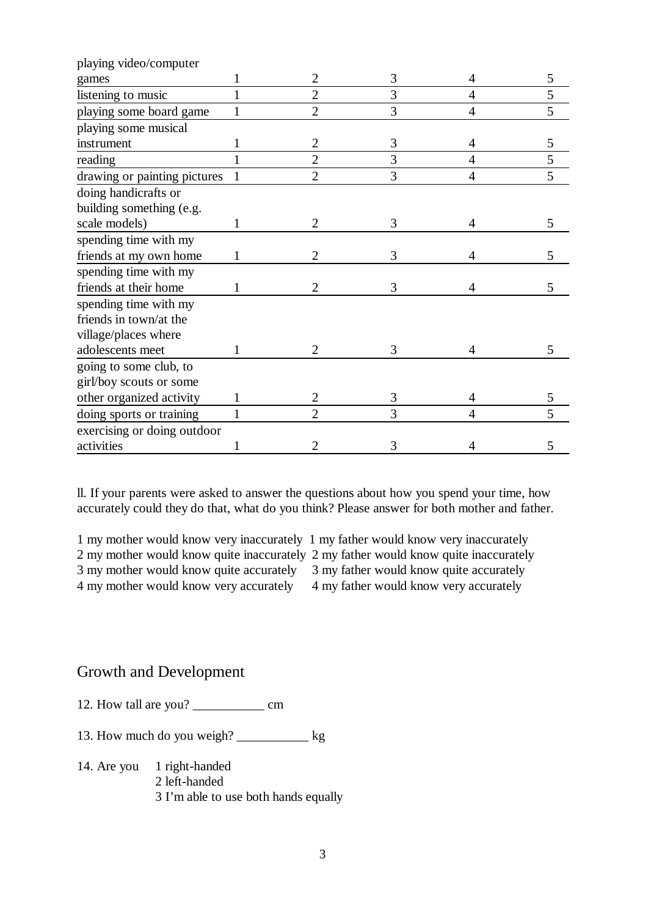| | | | | | |
|---|---|---|---|---|---|
| playing video/computer games | 1 | 2 | 3 | 4 | 5 |
| listening to music | 1 | 2 | 3 | 4 | 5 |
| playing some board game | 1 | 2 | 3 | 4 | 5 |
| playing some musical instrument | 1 | 2 | 3 | 4 | 5 |
| reading | 1 | 2 | 3 | 4 | 5 |
| drawing or painting pictures | 1 | 2 | 3 | 4 | 5 |
| doing handicrafts or building something (e.g. scale models) | 1 | 2 | 3 | 4 | 5 |
| spending time with my friends at my own home | 1 | 2 | 3 | 4 | 5 |
| spending time with my friends at their home | 1 | 2 | 3 | 4 | 5 |
| spending time with my friends in town/at the village/places where adolescents meet | 1 | 2 | 3 | 4 | 5 |
| going to some club, to girl/boy scouts or some other organized activity | 1 | 2 | 3 | 4 | 5 |
| doing sports or training | 1 | 2 | 3 | 4 | 5 |
| exercising or doing outdoor activities | 1 | 2 | 3 | 4 | 5 |

ll. If your parents were asked to answer the questions about how you spend your time, how accurately could they do that, what do you think? Please answer for both mother and father.

| | |
|---|---|
| 1 my mother would know very inaccurately | 1 my father would know very inaccurately |
| 2 my mother would know quite inaccurately | 2 my father would know quite inaccurately |
| 3 my mother would know quite accurately | 3 my father would know quite accurately |
| 4 my mother would know very accurately | 4 my father would know very accurately |

## Growth and Development

12. How tall are you? ___________ cm

13. How much do you weigh? ___________ kg

14. Are you
    1 right-handed
    2 left-handed
    3 I'm able to use both hands equally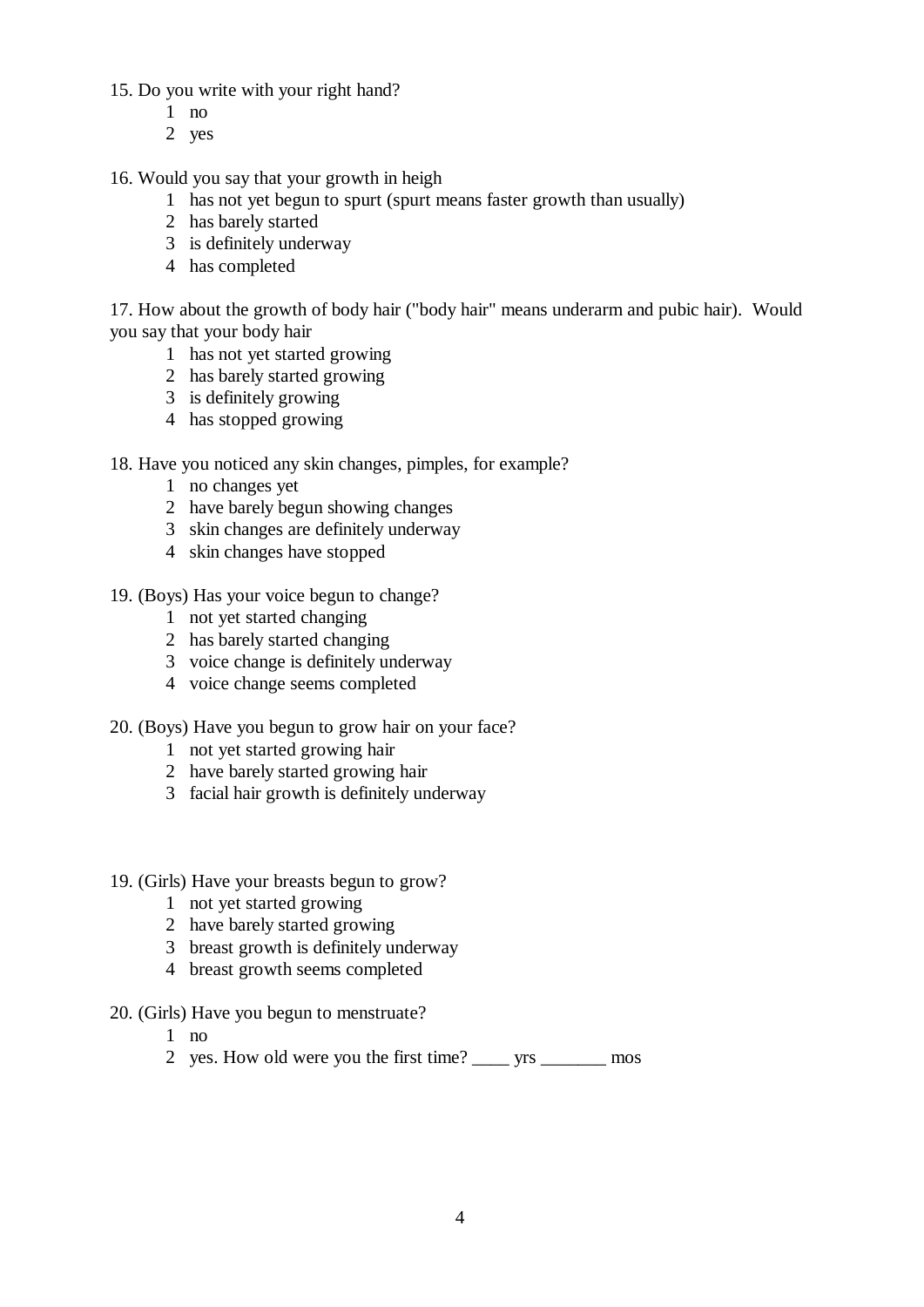15. Do you write with your right hand?

    1 no
    2 yes

16. Would you say that your growth in heigh

    1 has not yet begun to spurt (spurt means faster growth than usually)
    2 has barely started
    3 is definitely underway
    4 has completed

17. How about the growth of body hair ("body hair" means underarm and pubic hair). Would you say that your body hair

    1 has not yet started growing
    2 has barely started growing
    3 is definitely growing
    4 has stopped growing

18. Have you noticed any skin changes, pimples, for example?

    1 no changes yet
    2 have barely begun showing changes
    3 skin changes are definitely underway
    4 skin changes have stopped

19. (Boys) Has your voice begun to change?

    1 not yet started changing
    2 has barely started changing
    3 voice change is definitely underway
    4 voice change seems completed

20. (Boys) Have you begun to grow hair on your face?

    1 not yet started growing hair
    2 have barely started growing hair
    3 facial hair growth is definitely underway

19. (Girls) Have your breasts begun to grow?

    1 not yet started growing
    2 have barely started growing
    3 breast growth is definitely underway
    4 breast growth seems completed

20. (Girls) Have you begun to menstruate?

    1 no
    2 yes. How old were you the first time? ____ yrs _______ mos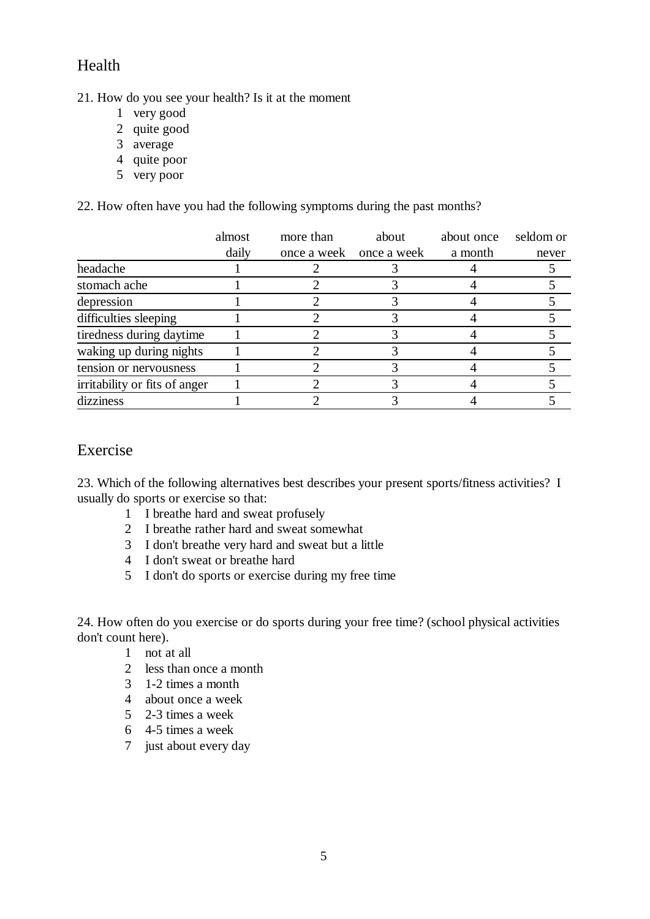## Health

21. How do you see your health? Is it at the moment
    1 very good
    2 quite good
    3 average
    4 quite poor
    5 very poor

22. How often have you had the following symptoms during the past months?

| | almost daily | more than once a week | about once a week | about once a month | seldom or never |
|---|---|---|---|---|---|
| headache | 1 | 2 | 3 | 4 | 5 |
| stomach ache | 1 | 2 | 3 | 4 | 5 |
| depression | 1 | 2 | 3 | 4 | 5 |
| difficulties sleeping | 1 | 2 | 3 | 4 | 5 |
| tiredness during daytime | 1 | 2 | 3 | 4 | 5 |
| waking up during nights | 1 | 2 | 3 | 4 | 5 |
| tension or nervousness | 1 | 2 | 3 | 4 | 5 |
| irritability or fits of anger | 1 | 2 | 3 | 4 | 5 |
| dizziness | 1 | 2 | 3 | 4 | 5 |

## Exercise

23. Which of the following alternatives best describes your present sports/fitness activities? I usually do sports or exercise so that:
    1 I breathe hard and sweat profusely
    2 I breathe rather hard and sweat somewhat
    3 I don't breathe very hard and sweat but a little
    4 I don't sweat or breathe hard
    5 I don't do sports or exercise during my free time

24. How often do you exercise or do sports during your free time? (school physical activities don't count here).
    1 not at all
    2 less than once a month
    3 1-2 times a month
    4 about once a week
    5 2-3 times a week
    6 4-5 times a week
    7 just about every day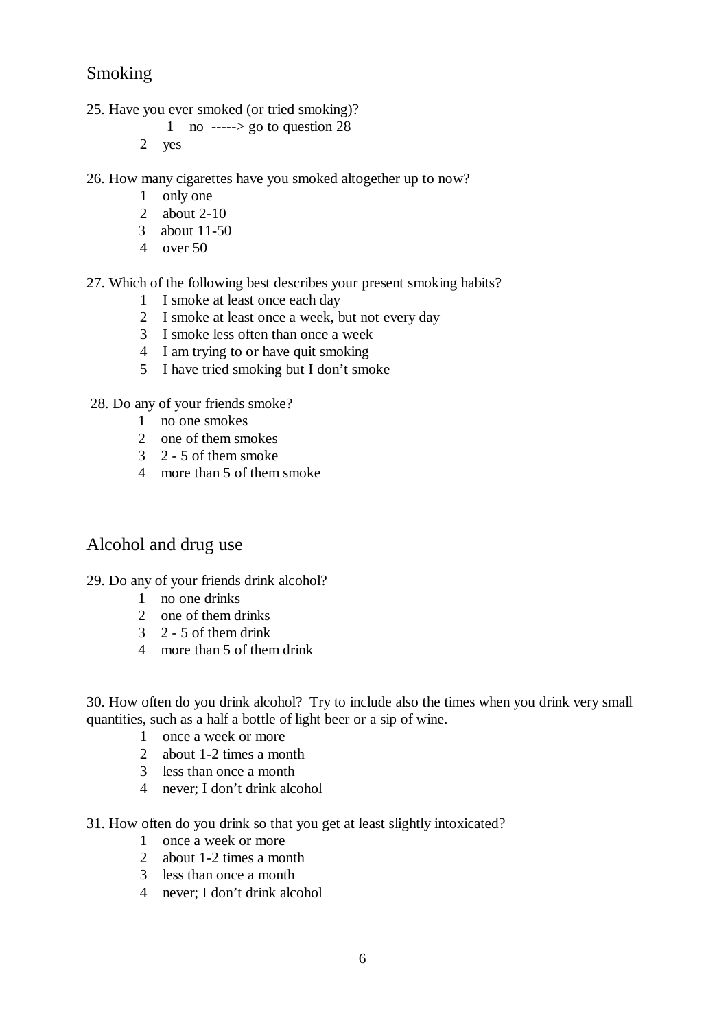## Smoking

25. Have you ever smoked (or tried smoking)?

    1 no -----> go to question 28
    2 yes

26. How many cigarettes have you smoked altogether up to now?

    1 only one
    2 about 2-10
    3 about 11-50
    4 over 50

27. Which of the following best describes your present smoking habits?

    1 I smoke at least once each day
    2 I smoke at least once a week, but not every day
    3 I smoke less often than once a week
    4 I am trying to or have quit smoking
    5 I have tried smoking but I don't smoke

28. Do any of your friends smoke?

    1 no one smokes
    2 one of them smokes
    3 2 - 5 of them smoke
    4 more than 5 of them smoke

## Alcohol and drug use

29. Do any of your friends drink alcohol?

    1 no one drinks
    2 one of them drinks
    3 2 - 5 of them drink
    4 more than 5 of them drink

30. How often do you drink alcohol? Try to include also the times when you drink very small quantities, such as a half a bottle of light beer or a sip of wine.

    1 once a week or more
    2 about 1-2 times a month
    3 less than once a month
    4 never; I don't drink alcohol

31. How often do you drink so that you get at least slightly intoxicated?

    1 once a week or more
    2 about 1-2 times a month
    3 less than once a month
    4 never; I don't drink alcohol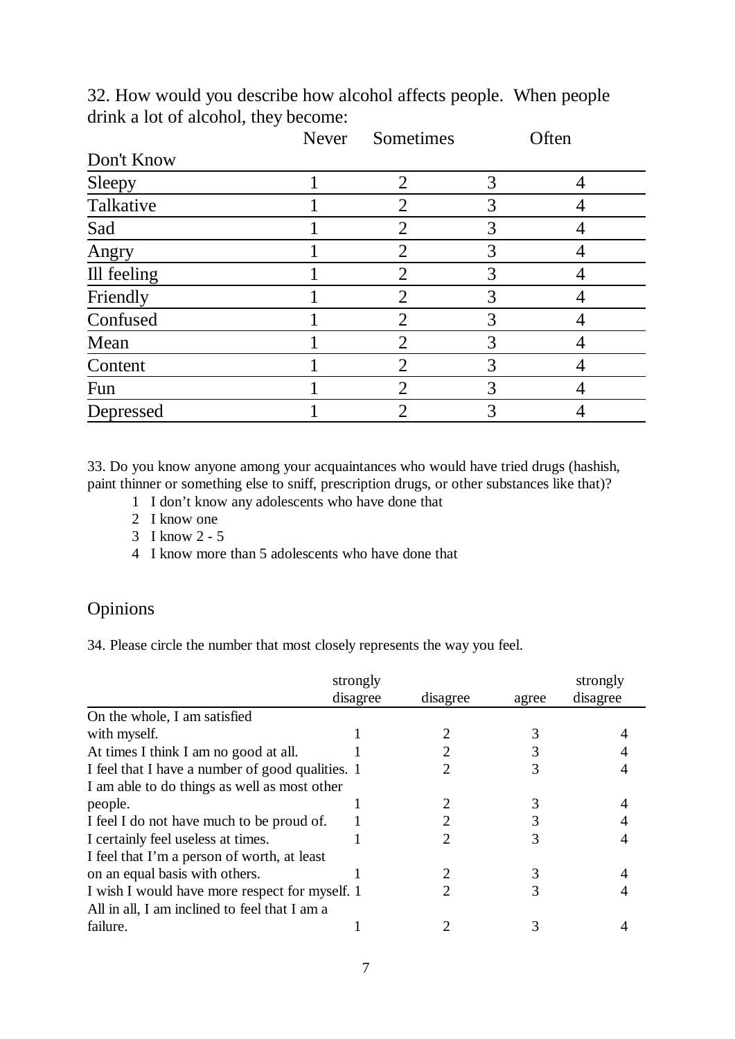32. How would you describe how alcohol affects people. When people drink a lot of alcohol, they become:

| Don't Know | Never | Sometimes | Often | |
|---|---|---|---|---|
| Sleepy | 1 | 2 | 3 | 4 |
| Talkative | 1 | 2 | 3 | 4 |
| Sad | 1 | 2 | 3 | 4 |
| Angry | 1 | 2 | 3 | 4 |
| Ill feeling | 1 | 2 | 3 | 4 |
| Friendly | 1 | 2 | 3 | 4 |
| Confused | 1 | 2 | 3 | 4 |
| Mean | 1 | 2 | 3 | 4 |
| Content | 1 | 2 | 3 | 4 |
| Fun | 1 | 2 | 3 | 4 |
| Depressed | 1 | 2 | 3 | 4 |

33. Do you know anyone among your acquaintances who would have tried drugs (hashish, paint thinner or something else to sniff, prescription drugs, or other substances like that)?

1 I don't know any adolescents who have done that
2 I know one
3 I know 2 - 5
4 I know more than 5 adolescents who have done that

## Opinions

34. Please circle the number that most closely represents the way you feel.

| | strongly disagree | disagree | agree | strongly disagree |
|---|---|---|---|---|
| On the whole, I am satisfied with myself. | 1 | 2 | 3 | 4 |
| At times I think I am no good at all. | 1 | 2 | 3 | 4 |
| I feel that I have a number of good qualities. | 1 | 2 | 3 | 4 |
| I am able to do things as well as most other people. | 1 | 2 | 3 | 4 |
| I feel I do not have much to be proud of. | 1 | 2 | 3 | 4 |
| I certainly feel useless at times. | 1 | 2 | 3 | 4 |
| I feel that I'm a person of worth, at least on an equal basis with others. | 1 | 2 | 3 | 4 |
| I wish I would have more respect for myself. | 1 | 2 | 3 | 4 |
| All in all, I am inclined to feel that I am a failure. | 1 | 2 | 3 | 4 |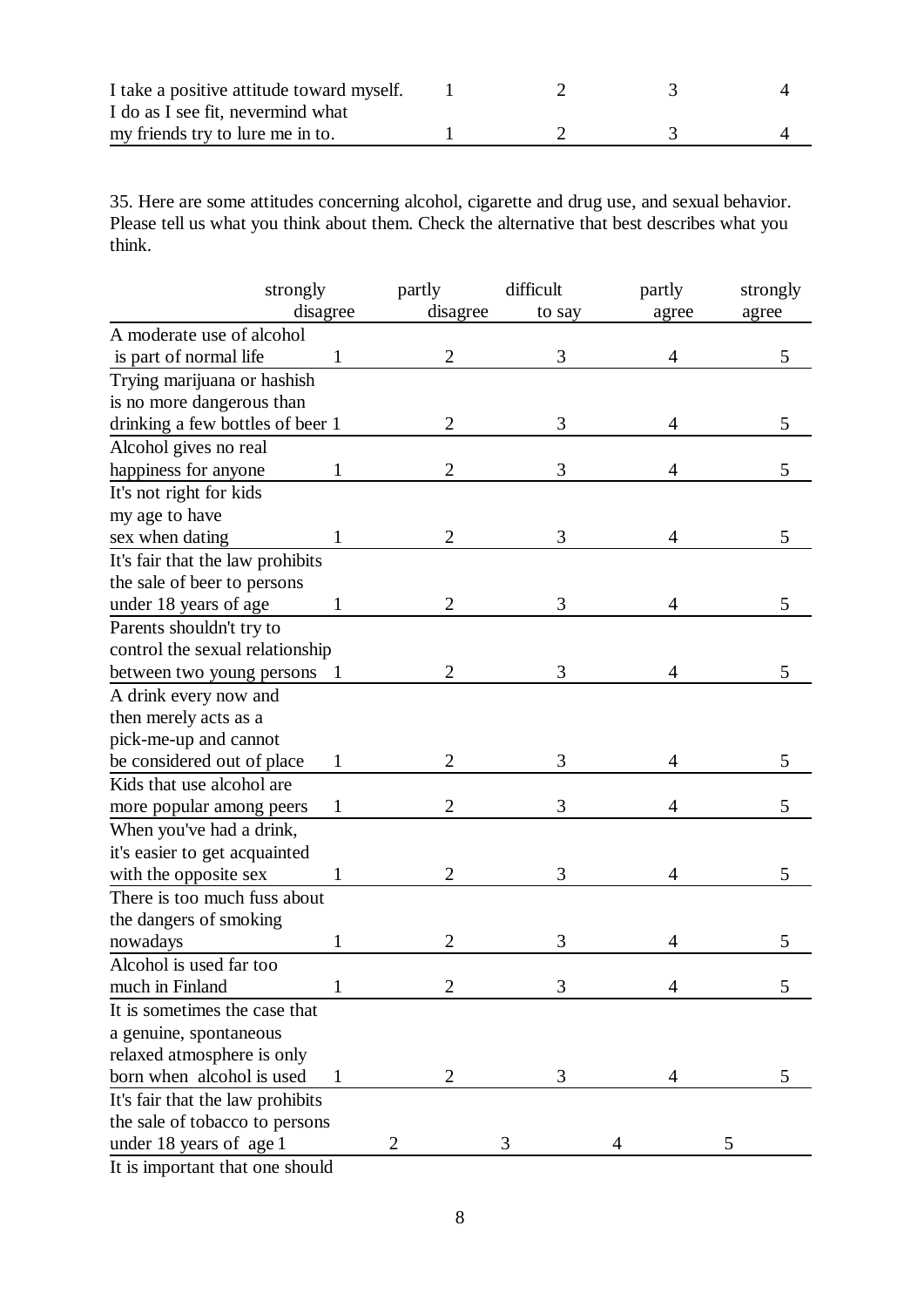| | | | | |
|---|---|---|---|---|
| I take a positive attitude toward myself. | 1 | 2 | 3 | 4 |
| I do as I see fit, nevermind what my friends try to lure me in to. | 1 | 2 | 3 | 4 |

35. Here are some attitudes concerning alcohol, cigarette and drug use, and sexual behavior. Please tell us what you think about them. Check the alternative that best describes what you think.

| | strongly disagree | partly disagree | difficult to say | partly agree | strongly agree |
|---|---|---|---|---|---|
| A moderate use of alcohol is part of normal life | 1 | 2 | 3 | 4 | 5 |
| Trying marijuana or hashish is no more dangerous than drinking a few bottles of beer | 1 | 2 | 3 | 4 | 5 |
| Alcohol gives no real happiness for anyone | 1 | 2 | 3 | 4 | 5 |
| It's not right for kids my age to have sex when dating | 1 | 2 | 3 | 4 | 5 |
| It's fair that the law prohibits the sale of beer to persons under 18 years of age | 1 | 2 | 3 | 4 | 5 |
| Parents shouldn't try to control the sexual relationship between two young persons | 1 | 2 | 3 | 4 | 5 |
| A drink every now and then merely acts as a pick-me-up and cannot be considered out of place | 1 | 2 | 3 | 4 | 5 |
| Kids that use alcohol are more popular among peers | 1 | 2 | 3 | 4 | 5 |
| When you've had a drink, it's easier to get acquainted with the opposite sex | 1 | 2 | 3 | 4 | 5 |
| There is too much fuss about the dangers of smoking nowadays | 1 | 2 | 3 | 4 | 5 |
| Alcohol is used far too much in Finland | 1 | 2 | 3 | 4 | 5 |
| It is sometimes the case that a genuine, spontaneous relaxed atmosphere is only born when alcohol is used | 1 | 2 | 3 | 4 | 5 |
| It's fair that the law prohibits the sale of tobacco to persons under 18 years of age | 1 | 2 | 3 | 4 | 5 |
| It is important that one should | | | | | |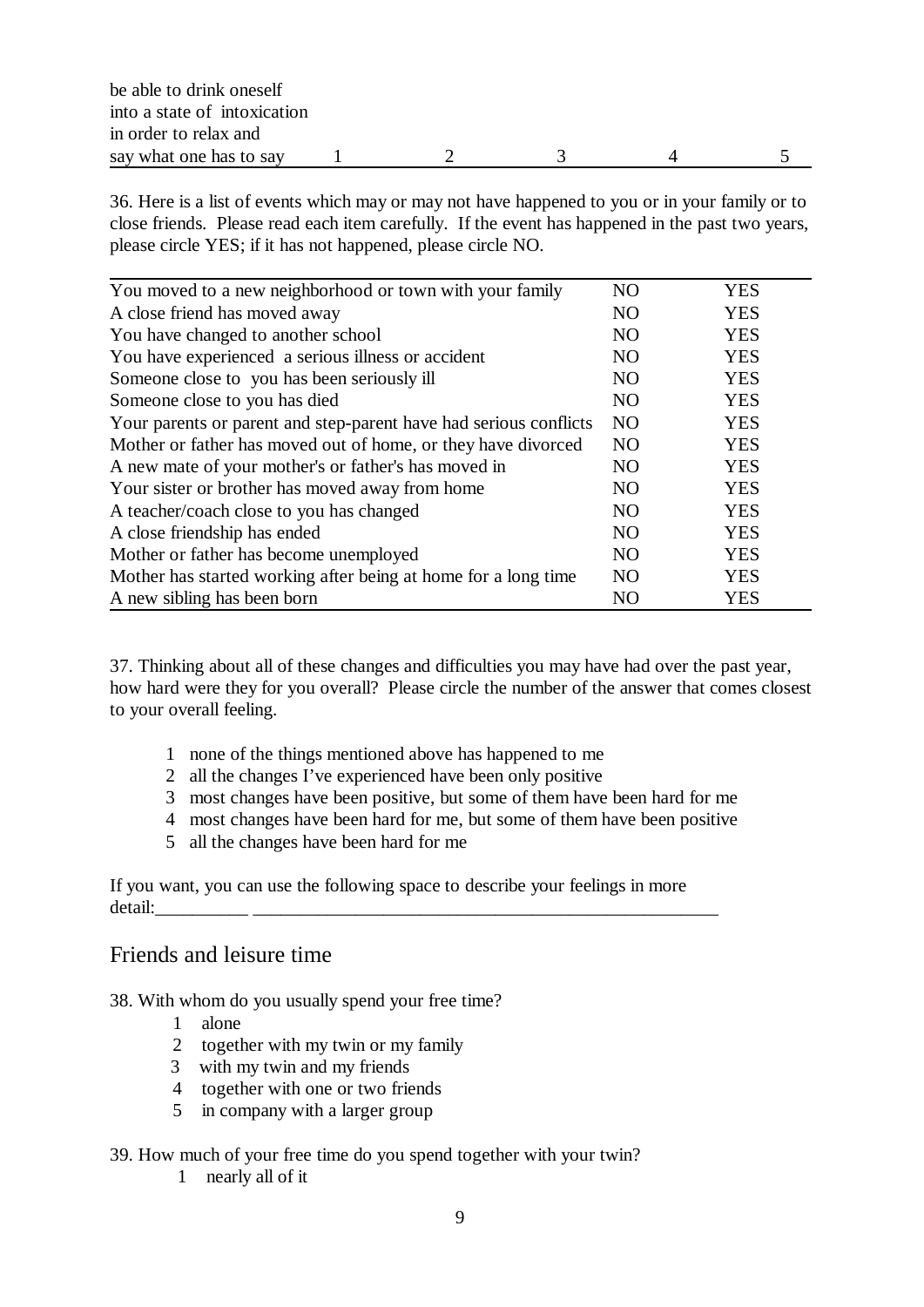| be able to drink oneself into a state of intoxication in order to relax and say what one has to say | 1 | 2 | 3 | 4 | 5 |
|---|---|---|---|---|---|

36. Here is a list of events which may or may not have happened to you or in your family or to close friends. Please read each item carefully. If the event has happened in the past two years, please circle YES; if it has not happened, please circle NO.

| | | |
|---|---|---|
| You moved to a new neighborhood or town with your family | NO | YES |
| A close friend has moved away | NO | YES |
| You have changed to another school | NO | YES |
| You have experienced a serious illness or accident | NO | YES |
| Someone close to you has been seriously ill | NO | YES |
| Someone close to you has died | NO | YES |
| Your parents or parent and step-parent have had serious conflicts | NO | YES |
| Mother or father has moved out of home, or they have divorced | NO | YES |
| A new mate of your mother's or father's has moved in | NO | YES |
| Your sister or brother has moved away from home | NO | YES |
| A teacher/coach close to you has changed | NO | YES |
| A close friendship has ended | NO | YES |
| Mother or father has become unemployed | NO | YES |
| Mother has started working after being at home for a long time | NO | YES |
| A new sibling has been born | NO | YES |

37. Thinking about all of these changes and difficulties you may have had over the past year, how hard were they for you overall? Please circle the number of the answer that comes closest to your overall feeling.

1 none of the things mentioned above has happened to me
2 all the changes I've experienced have been only positive
3 most changes have been positive, but some of them have been hard for me
4 most changes have been hard for me, but some of them have been positive
5 all the changes have been hard for me

If you want, you can use the following space to describe your feelings in more detail:__________ ____________________________________________________

## Friends and leisure time

38. With whom do you usually spend your free time?

1 alone
2 together with my twin or my family
3 with my twin and my friends
4 together with one or two friends
5 in company with a larger group

39. How much of your free time do you spend together with your twin?

1 nearly all of it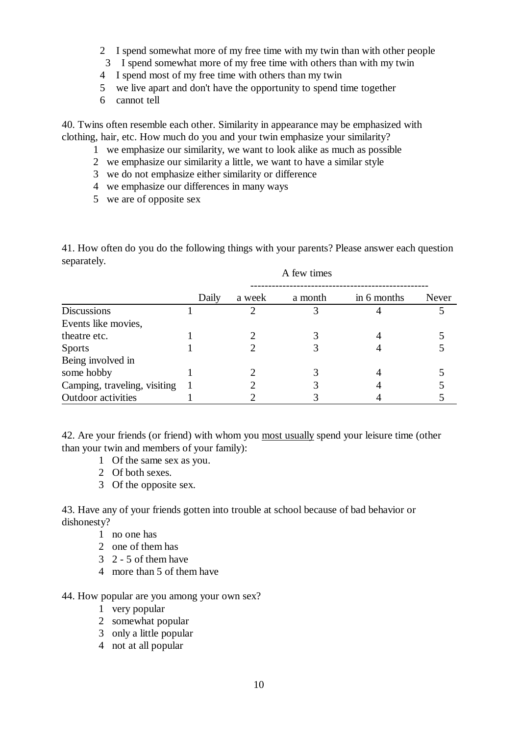2 I spend somewhat more of my free time with my twin than with other people
3 I spend somewhat more of my free time with others than with my twin
4 I spend most of my free time with others than my twin
5 we live apart and don't have the opportunity to spend time together
6 cannot tell

40. Twins often resemble each other. Similarity in appearance may be emphasized with clothing, hair, etc. How much do you and your twin emphasize your similarity?

1 we emphasize our similarity, we want to look alike as much as possible
2 we emphasize our similarity a little, we want to have a similar style
3 we do not emphasize either similarity or difference
4 we emphasize our differences in many ways
5 we are of opposite sex

41. How often do you do the following things with your parents? Please answer each question separately.

| | | A few times | | | |
|---|---|---|---|---|---|
| | Daily | a week | a month | in 6 months | Never |
| Discussions | 1 | 2 | 3 | 4 | 5 |
| Events like movies, theatre etc. | 1 | 2 | 3 | 4 | 5 |
| Sports | 1 | 2 | 3 | 4 | 5 |
| Being involved in some hobby | 1 | 2 | 3 | 4 | 5 |
| Camping, traveling, visiting | 1 | 2 | 3 | 4 | 5 |
| Outdoor activities | 1 | 2 | 3 | 4 | 5 |

42. Are your friends (or friend) with whom you <u>most usually</u> spend your leisure time (other than your twin and members of your family):

1 Of the same sex as you.
2 Of both sexes.
3 Of the opposite sex.

43. Have any of your friends gotten into trouble at school because of bad behavior or dishonesty?

1 no one has
2 one of them has
3 2 - 5 of them have
4 more than 5 of them have

44. How popular are you among your own sex?

1 very popular
2 somewhat popular
3 only a little popular
4 not at all popular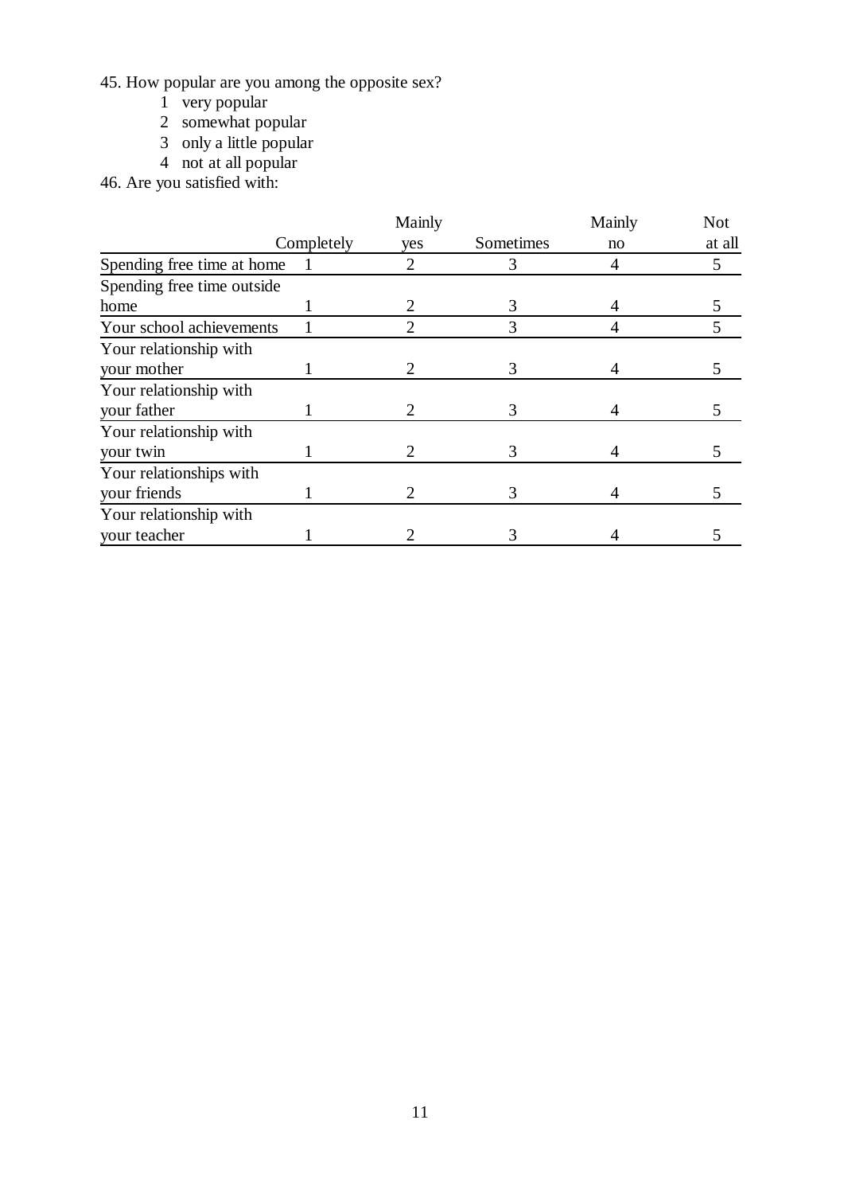45. How popular are you among the opposite sex?

1 very popular
2 somewhat popular
3 only a little popular
4 not at all popular

46. Are you satisfied with:

| | Completely | Mainly yes | Sometimes | Mainly no | Not at all |
|---|---|---|---|---|---|
| Spending free time at home | 1 | 2 | 3 | 4 | 5 |
| Spending free time outside home | 1 | 2 | 3 | 4 | 5 |
| Your school achievements | 1 | 2 | 3 | 4 | 5 |
| Your relationship with your mother | 1 | 2 | 3 | 4 | 5 |
| Your relationship with your father | 1 | 2 | 3 | 4 | 5 |
| Your relationship with your twin | 1 | 2 | 3 | 4 | 5 |
| Your relationships with your friends | 1 | 2 | 3 | 4 | 5 |
| Your relationship with your teacher | 1 | 2 | 3 | 4 | 5 |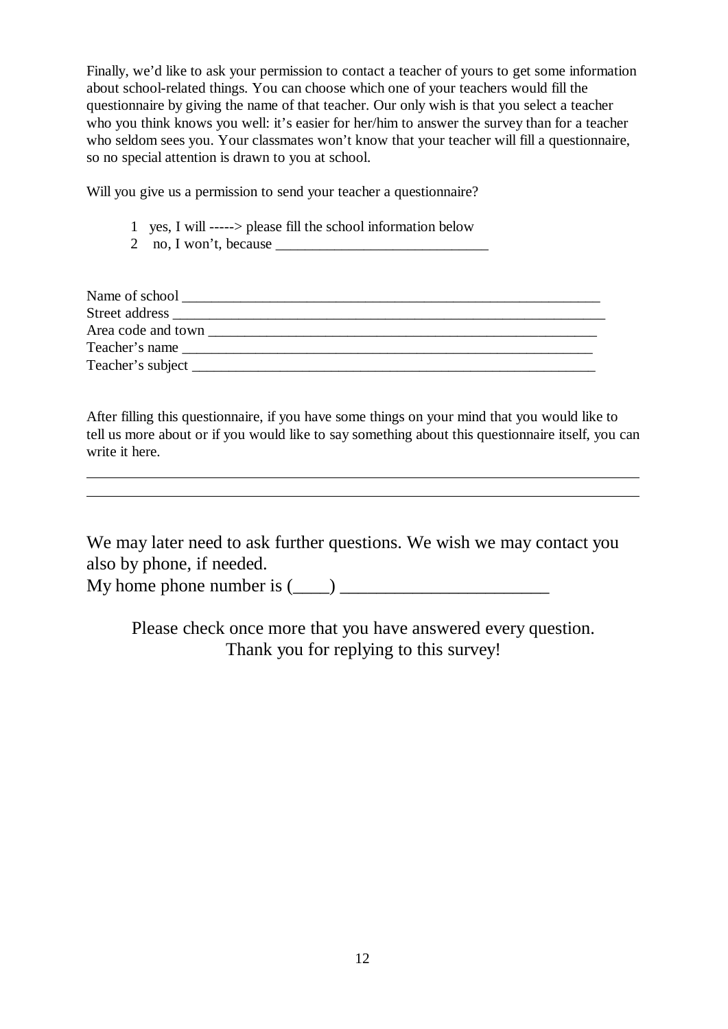Finally, we'd like to ask your permission to contact a teacher of yours to get some information about school-related things. You can choose which one of your teachers would fill the questionnaire by giving the name of that teacher. Our only wish is that you select a teacher who you think knows you well: it's easier for her/him to answer the survey than for a teacher who seldom sees you. Your classmates won't know that your teacher will fill a questionnaire, so no special attention is drawn to you at school.

Will you give us a permission to send your teacher a questionnaire?

1 yes, I will -----> please fill the school information below
2 no, I won't, because ____________________________

Name of school _______________________________________________________
Street address _________________________________________________________
Area code and town ____________________________________________________
Teacher's name ________________________________________________________
Teacher's subject _______________________________________________________

After filling this questionnaire, if you have some things on your mind that you would like to tell us more about or if you would like to say something about this questionnaire itself, you can write it here.

_______________________________________________________________________________

_______________________________________________________________________________

We may later need to ask further questions. We wish we may contact you also by phone, if needed.
My home phone number is (____) ______________________

Please check once more that you have answered every question.
Thank you for replying to this survey!